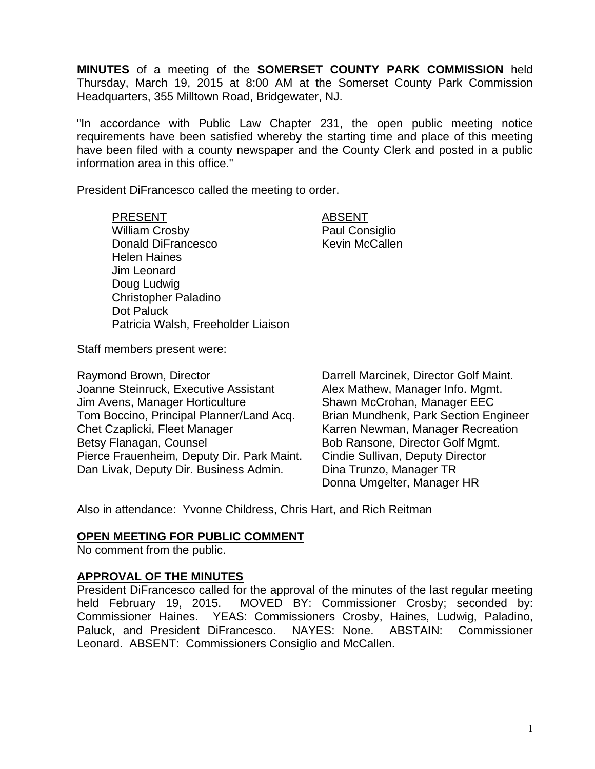**MINUTES** of a meeting of the **SOMERSET COUNTY PARK COMMISSION** held Thursday, March 19, 2015 at 8:00 AM at the Somerset County Park Commission Headquarters, 355 Milltown Road, Bridgewater, NJ.

"In accordance with Public Law Chapter 231, the open public meeting notice requirements have been satisfied whereby the starting time and place of this meeting have been filed with a county newspaper and the County Clerk and posted in a public information area in this office."

President DiFrancesco called the meeting to order.

| PRESENT | ABSENT |
|---|---|
| William Crosby | Paul Consiglio |
| Donald DiFrancesco | Kevin McCallen |
| Helen Haines | |
| Jim Leonard | |
| Doug Ludwig | |
| Christopher Paladino | |
| Dot Paluck | |
| Patricia Walsh, Freeholder Liaison | |

Staff members present were:

| | |
|---|---|
| Raymond Brown, Director | Darrell Marcinek, Director Golf Maint. |
| Joanne Steinruck, Executive Assistant | Alex Mathew, Manager Info. Mgmt. |
| Jim Avens, Manager Horticulture | Shawn McCrohan, Manager EEC |
| Tom Boccino, Principal Planner/Land Acq. | Brian Mundhenk, Park Section Engineer |
| Chet Czaplicki, Fleet Manager | Karren Newman, Manager Recreation |
| Betsy Flanagan, Counsel | Bob Ransone, Director Golf Mgmt. |
| Pierce Frauenheim, Deputy Dir. Park Maint. | Cindie Sullivan, Deputy Director |
| Dan Livak, Deputy Dir. Business Admin. | Dina Trunzo, Manager TR |
| | Donna Umgelter, Manager HR |

Also in attendance: Yvonne Childress, Chris Hart, and Rich Reitman

## OPEN MEETING FOR PUBLIC COMMENT

No comment from the public.

## APPROVAL OF THE MINUTES

President DiFrancesco called for the approval of the minutes of the last regular meeting held February 19, 2015. MOVED BY: Commissioner Crosby; seconded by: Commissioner Haines. YEAS: Commissioners Crosby, Haines, Ludwig, Paladino, Paluck, and President DiFrancesco. NAYES: None. ABSTAIN: Commissioner Leonard. ABSENT: Commissioners Consiglio and McCallen.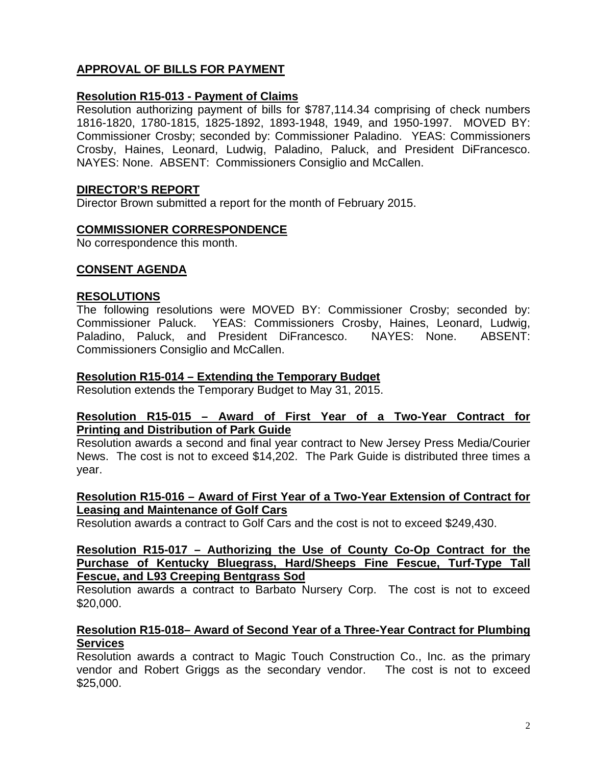## APPROVAL OF BILLS FOR PAYMENT

### Resolution R15-013 - Payment of Claims

Resolution authorizing payment of bills for $787,114.34 comprising of check numbers 1816-1820, 1780-1815, 1825-1892, 1893-1948, 1949, and 1950-1997. MOVED BY: Commissioner Crosby; seconded by: Commissioner Paladino. YEAS: Commissioners Crosby, Haines, Leonard, Ludwig, Paladino, Paluck, and President DiFrancesco. NAYES: None. ABSENT: Commissioners Consiglio and McCallen.

## DIRECTOR'S REPORT

Director Brown submitted a report for the month of February 2015.

## COMMISSIONER CORRESPONDENCE

No correspondence this month.

## CONSENT AGENDA

## RESOLUTIONS

The following resolutions were MOVED BY: Commissioner Crosby; seconded by: Commissioner Paluck. YEAS: Commissioners Crosby, Haines, Leonard, Ludwig, Paladino, Paluck, and President DiFrancesco. NAYES: None. ABSENT: Commissioners Consiglio and McCallen.

### Resolution R15-014 – Extending the Temporary Budget

Resolution extends the Temporary Budget to May 31, 2015.

### Resolution R15-015 – Award of First Year of a Two-Year Contract for Printing and Distribution of Park Guide

Resolution awards a second and final year contract to New Jersey Press Media/Courier News. The cost is not to exceed $14,202. The Park Guide is distributed three times a year.

### Resolution R15-016 – Award of First Year of a Two-Year Extension of Contract for Leasing and Maintenance of Golf Cars

Resolution awards a contract to Golf Cars and the cost is not to exceed $249,430.

### Resolution R15-017 – Authorizing the Use of County Co-Op Contract for the Purchase of Kentucky Bluegrass, Hard/Sheeps Fine Fescue, Turf-Type Tall Fescue, and L93 Creeping Bentgrass Sod

Resolution awards a contract to Barbato Nursery Corp. The cost is not to exceed $20,000.

### Resolution R15-018– Award of Second Year of a Three-Year Contract for Plumbing Services

Resolution awards a contract to Magic Touch Construction Co., Inc. as the primary vendor and Robert Griggs as the secondary vendor. The cost is not to exceed $25,000.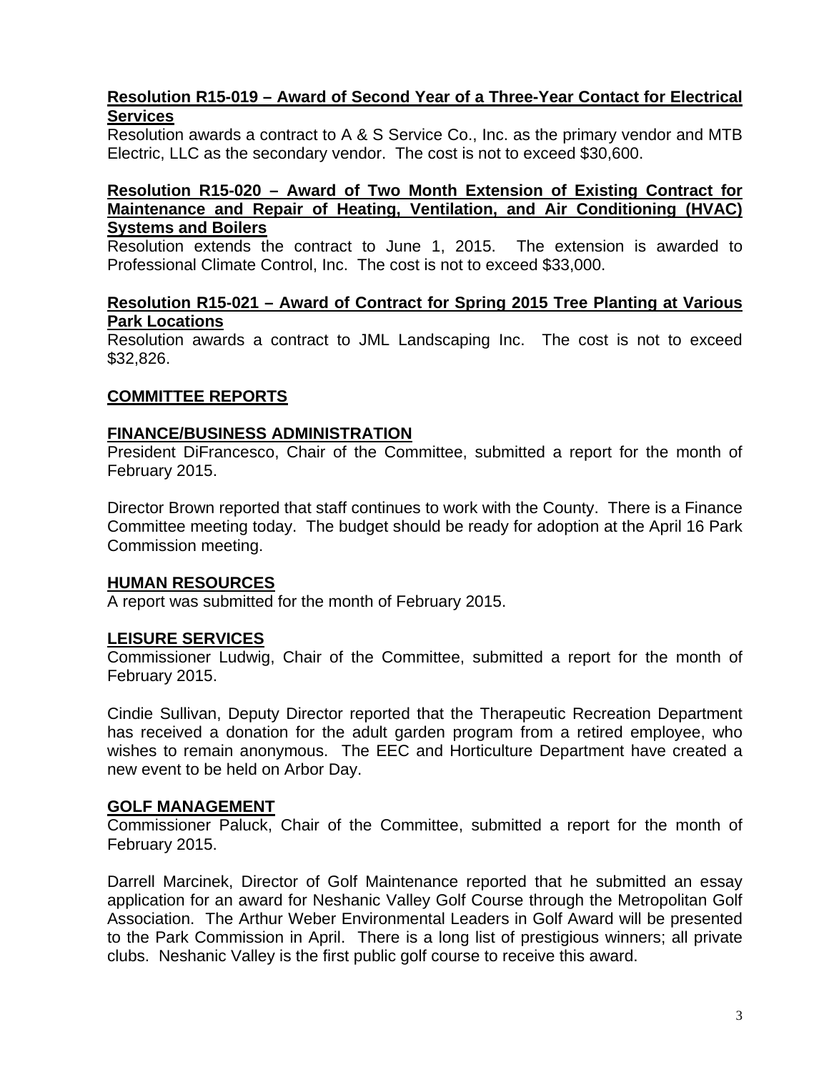**Resolution R15-019 – Award of Second Year of a Three-Year Contact for Electrical Services**

Resolution awards a contract to A & S Service Co., Inc. as the primary vendor and MTB Electric, LLC as the secondary vendor. The cost is not to exceed $30,600.

**Resolution R15-020 – Award of Two Month Extension of Existing Contract for Maintenance and Repair of Heating, Ventilation, and Air Conditioning (HVAC) Systems and Boilers**

Resolution extends the contract to June 1, 2015. The extension is awarded to Professional Climate Control, Inc. The cost is not to exceed $33,000.

**Resolution R15-021 – Award of Contract for Spring 2015 Tree Planting at Various Park Locations**

Resolution awards a contract to JML Landscaping Inc. The cost is not to exceed $32,826.

## COMMITTEE REPORTS

### FINANCE/BUSINESS ADMINISTRATION

President DiFrancesco, Chair of the Committee, submitted a report for the month of February 2015.

Director Brown reported that staff continues to work with the County. There is a Finance Committee meeting today. The budget should be ready for adoption at the April 16 Park Commission meeting.

### HUMAN RESOURCES

A report was submitted for the month of February 2015.

### LEISURE SERVICES

Commissioner Ludwig, Chair of the Committee, submitted a report for the month of February 2015.

Cindie Sullivan, Deputy Director reported that the Therapeutic Recreation Department has received a donation for the adult garden program from a retired employee, who wishes to remain anonymous. The EEC and Horticulture Department have created a new event to be held on Arbor Day.

### GOLF MANAGEMENT

Commissioner Paluck, Chair of the Committee, submitted a report for the month of February 2015.

Darrell Marcinek, Director of Golf Maintenance reported that he submitted an essay application for an award for Neshanic Valley Golf Course through the Metropolitan Golf Association. The Arthur Weber Environmental Leaders in Golf Award will be presented to the Park Commission in April. There is a long list of prestigious winners; all private clubs. Neshanic Valley is the first public golf course to receive this award.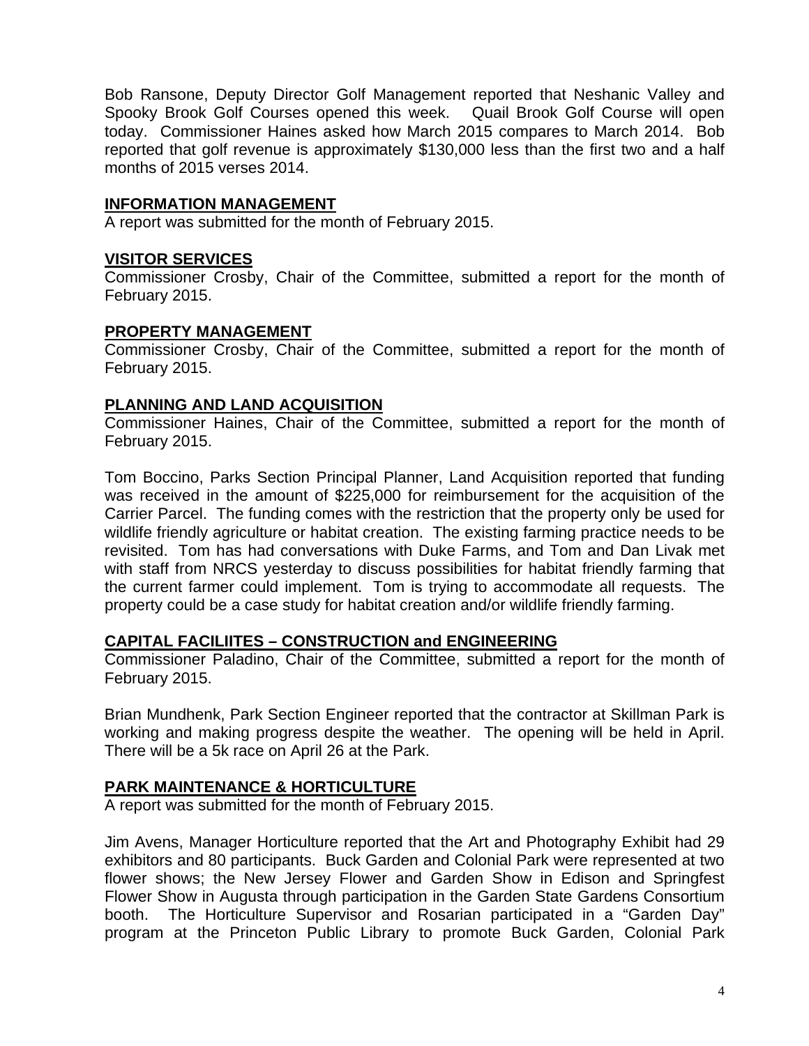Bob Ransone, Deputy Director Golf Management reported that Neshanic Valley and Spooky Brook Golf Courses opened this week. Quail Brook Golf Course will open today. Commissioner Haines asked how March 2015 compares to March 2014. Bob reported that golf revenue is approximately $130,000 less than the first two and a half months of 2015 verses 2014.

## INFORMATION MANAGEMENT

A report was submitted for the month of February 2015.

## VISITOR SERVICES

Commissioner Crosby, Chair of the Committee, submitted a report for the month of February 2015.

## PROPERTY MANAGEMENT

Commissioner Crosby, Chair of the Committee, submitted a report for the month of February 2015.

## PLANNING AND LAND ACQUISITION

Commissioner Haines, Chair of the Committee, submitted a report for the month of February 2015.

Tom Boccino, Parks Section Principal Planner, Land Acquisition reported that funding was received in the amount of $225,000 for reimbursement for the acquisition of the Carrier Parcel. The funding comes with the restriction that the property only be used for wildlife friendly agriculture or habitat creation. The existing farming practice needs to be revisited. Tom has had conversations with Duke Farms, and Tom and Dan Livak met with staff from NRCS yesterday to discuss possibilities for habitat friendly farming that the current farmer could implement. Tom is trying to accommodate all requests. The property could be a case study for habitat creation and/or wildlife friendly farming.

## CAPITAL FACILIITES – CONSTRUCTION and ENGINEERING

Commissioner Paladino, Chair of the Committee, submitted a report for the month of February 2015.

Brian Mundhenk, Park Section Engineer reported that the contractor at Skillman Park is working and making progress despite the weather. The opening will be held in April. There will be a 5k race on April 26 at the Park.

## PARK MAINTENANCE & HORTICULTURE

A report was submitted for the month of February 2015.

Jim Avens, Manager Horticulture reported that the Art and Photography Exhibit had 29 exhibitors and 80 participants. Buck Garden and Colonial Park were represented at two flower shows; the New Jersey Flower and Garden Show in Edison and Springfest Flower Show in Augusta through participation in the Garden State Gardens Consortium booth. The Horticulture Supervisor and Rosarian participated in a "Garden Day" program at the Princeton Public Library to promote Buck Garden, Colonial Park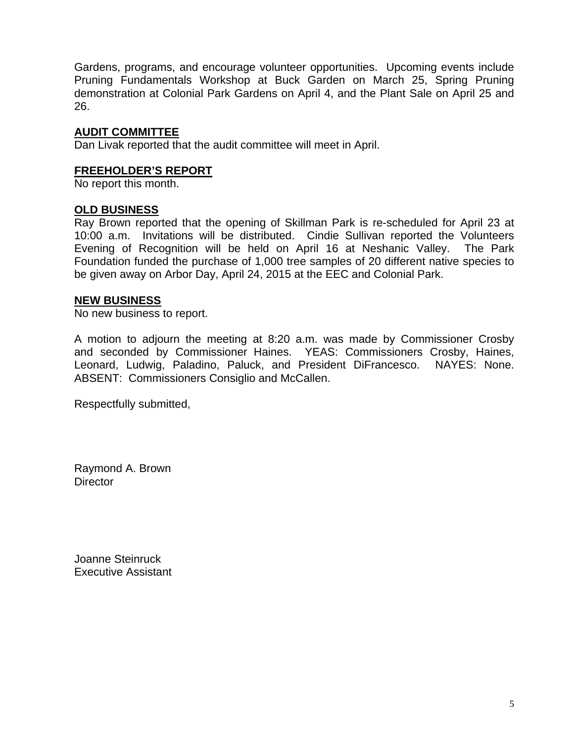Gardens, programs, and encourage volunteer opportunities. Upcoming events include Pruning Fundamentals Workshop at Buck Garden on March 25, Spring Pruning demonstration at Colonial Park Gardens on April 4, and the Plant Sale on April 25 and 26.

**AUDIT COMMITTEE**

Dan Livak reported that the audit committee will meet in April.

**FREEHOLDER'S REPORT**

No report this month.

**OLD BUSINESS**

Ray Brown reported that the opening of Skillman Park is re-scheduled for April 23 at 10:00 a.m. Invitations will be distributed. Cindie Sullivan reported the Volunteers Evening of Recognition will be held on April 16 at Neshanic Valley. The Park Foundation funded the purchase of 1,000 tree samples of 20 different native species to be given away on Arbor Day, April 24, 2015 at the EEC and Colonial Park.

**NEW BUSINESS**

No new business to report.

A motion to adjourn the meeting at 8:20 a.m. was made by Commissioner Crosby and seconded by Commissioner Haines. YEAS: Commissioners Crosby, Haines, Leonard, Ludwig, Paladino, Paluck, and President DiFrancesco. NAYES: None. ABSENT: Commissioners Consiglio and McCallen.

Respectfully submitted,

Raymond A. Brown
Director

Joanne Steinruck
Executive Assistant